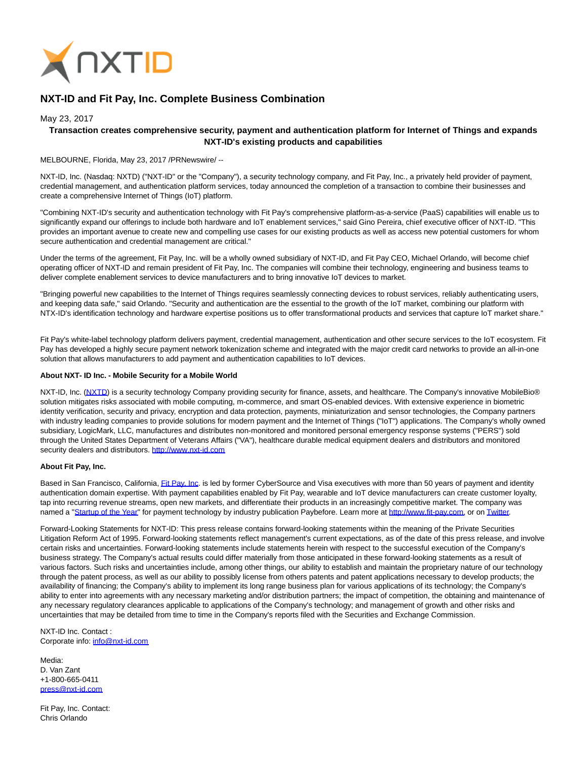# NXT-ID and Fit Pay, Inc. Complete Business Combination

May 23, 2017

**Transaction creates comprehensive security, payment and authentication platform for Internet of Things and expands NXT-ID's existing products and capabilities**

MELBOURNE, Florida, May 23, 2017 /PRNewswire/ --

NXT-ID, Inc. (Nasdaq: NXTD) ("NXT-ID" or the "Company"), a security technology company, and Fit Pay, Inc., a privately held provider of payment, credential management, and authentication platform services, today announced the completion of a transaction to combine their businesses and create a comprehensive Internet of Things (IoT) platform.

"Combining NXT-ID's security and authentication technology with Fit Pay's comprehensive platform-as-a-service (PaaS) capabilities will enable us to significantly expand our offerings to include both hardware and IoT enablement services," said Gino Pereira, chief executive officer of NXT-ID. "This provides an important avenue to create new and compelling use cases for our existing products as well as access new potential customers for whom secure authentication and credential management are critical."

Under the terms of the agreement, Fit Pay, Inc. will be a wholly owned subsidiary of NXT-ID, and Fit Pay CEO, Michael Orlando, will become chief operating officer of NXT-ID and remain president of Fit Pay, Inc. The companies will combine their technology, engineering and business teams to deliver complete enablement services to device manufacturers and to bring innovative IoT devices to market.

"Bringing powerful new capabilities to the Internet of Things requires seamlessly connecting devices to robust services, reliably authenticating users, and keeping data safe," said Orlando. "Security and authentication are the essential to the growth of the IoT market, combining our platform with NTX-ID's identification technology and hardware expertise positions us to offer transformational products and services that capture IoT market share."

Fit Pay's white-label technology platform delivers payment, credential management, authentication and other secure services to the IoT ecosystem. Fit Pay has developed a highly secure payment network tokenization scheme and integrated with the major credit card networks to provide an all-in-one solution that allows manufacturers to add payment and authentication capabilities to IoT devices.

**About NXT- ID Inc. - Mobile Security for a Mobile World**

NXT-ID, Inc. (NXTD) is a security technology Company providing security for finance, assets, and healthcare. The Company's innovative MobileBio® solution mitigates risks associated with mobile computing, m-commerce, and smart OS-enabled devices. With extensive experience in biometric identity verification, security and privacy, encryption and data protection, payments, miniaturization and sensor technologies, the Company partners with industry leading companies to provide solutions for modern payment and the Internet of Things ("IoT") applications. The Company's wholly owned subsidiary, LogicMark, LLC, manufactures and distributes non-monitored and monitored personal emergency response systems ("PERS") sold through the United States Department of Veterans Affairs ("VA"), healthcare durable medical equipment dealers and distributors and monitored security dealers and distributors. http://www.nxt-id.com

**About Fit Pay, Inc.**

Based in San Francisco, California, Fit Pay, Inc. is led by former CyberSource and Visa executives with more than 50 years of payment and identity authentication domain expertise. With payment capabilities enabled by Fit Pay, wearable and IoT device manufacturers can create customer loyalty, tap into recurring revenue streams, open new markets, and differentiate their products in an increasingly competitive market. The company was named a "Startup of the Year" for payment technology by industry publication Paybefore. Learn more at http://www.fit-pay.com, or on Twitter.

Forward-Looking Statements for NXT-ID: This press release contains forward-looking statements within the meaning of the Private Securities Litigation Reform Act of 1995. Forward-looking statements reflect management's current expectations, as of the date of this press release, and involve certain risks and uncertainties. Forward-looking statements include statements herein with respect to the successful execution of the Company's business strategy. The Company's actual results could differ materially from those anticipated in these forward-looking statements as a result of various factors. Such risks and uncertainties include, among other things, our ability to establish and maintain the proprietary nature of our technology through the patent process, as well as our ability to possibly license from others patents and patent applications necessary to develop products; the availability of financing; the Company's ability to implement its long range business plan for various applications of its technology; the Company's ability to enter into agreements with any necessary marketing and/or distribution partners; the impact of competition, the obtaining and maintenance of any necessary regulatory clearances applicable to applications of the Company's technology; and management of growth and other risks and uncertainties that may be detailed from time to time in the Company's reports filed with the Securities and Exchange Commission.

NXT-ID Inc. Contact :
Corporate info: info@nxt-id.com

Media:
D. Van Zant
+1-800-665-0411
press@nxt-id.com

Fit Pay, Inc. Contact:
Chris Orlando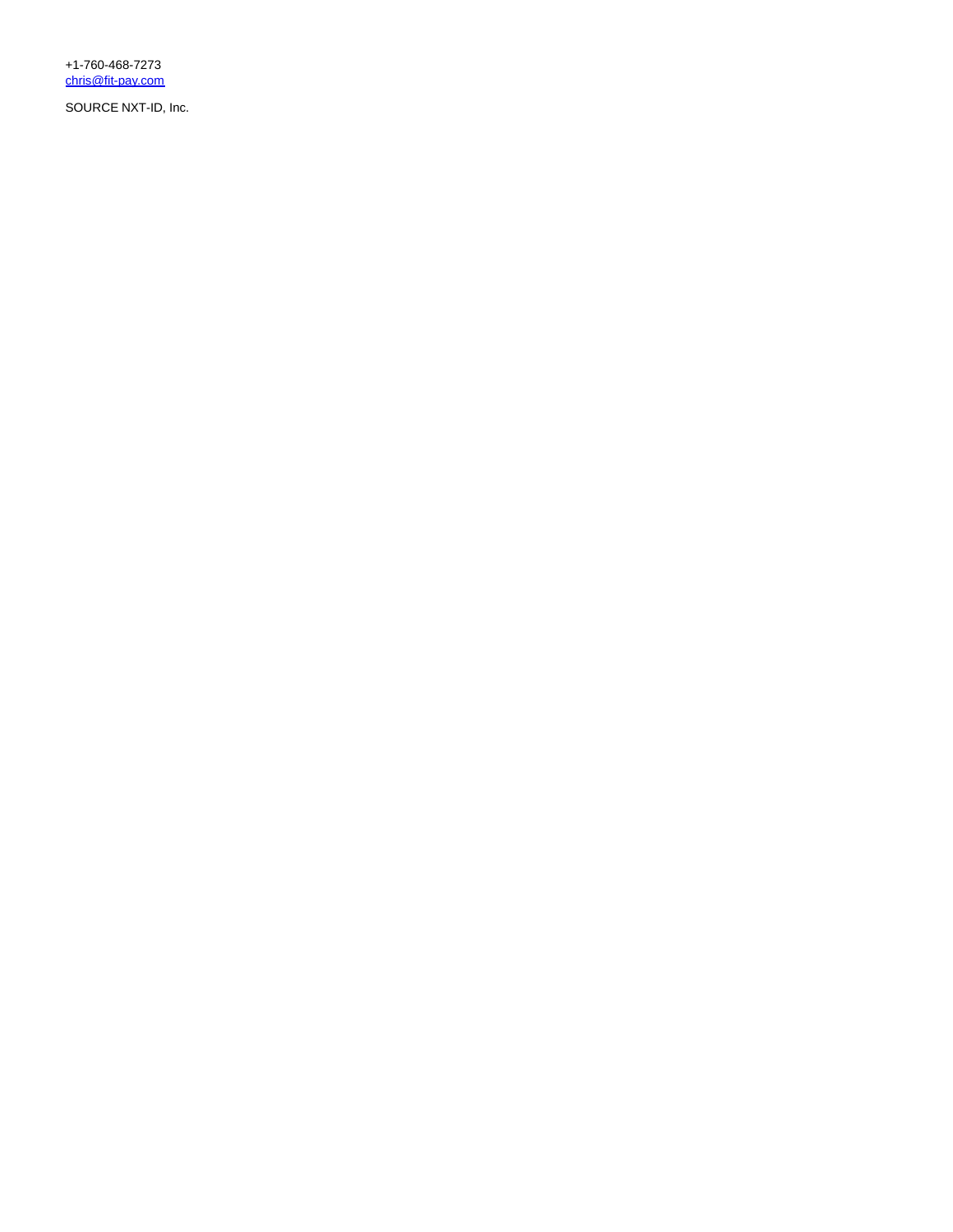+1-760-468-7273
chris@fit-pay.com

SOURCE NXT-ID, Inc.